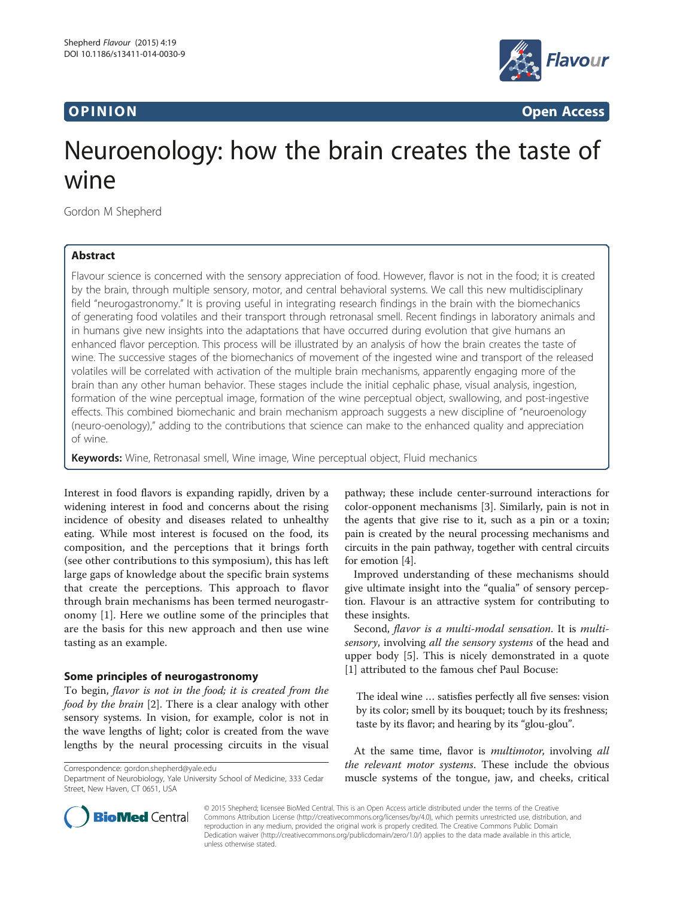OPINION

Open Access

# Neuroenology: how the brain creates the taste of wine

Gordon M Shepherd

## Abstract

Flavour science is concerned with the sensory appreciation of food. However, flavor is not in the food; it is created by the brain, through multiple sensory, motor, and central behavioral systems. We call this new multidisciplinary field "neurogastronomy." It is proving useful in integrating research findings in the brain with the biomechanics of generating food volatiles and their transport through retronasal smell. Recent findings in laboratory animals and in humans give new insights into the adaptations that have occurred during evolution that give humans an enhanced flavor perception. This process will be illustrated by an analysis of how the brain creates the taste of wine. The successive stages of the biomechanics of movement of the ingested wine and transport of the released volatiles will be correlated with activation of the multiple brain mechanisms, apparently engaging more of the brain than any other human behavior. These stages include the initial cephalic phase, visual analysis, ingestion, formation of the wine perceptual image, formation of the wine perceptual object, swallowing, and post-ingestive effects. This combined biomechanic and brain mechanism approach suggests a new discipline of "neuroenology (neuro-oenology)," adding to the contributions that science can make to the enhanced quality and appreciation of wine.

**Keywords:** Wine, Retronasal smell, Wine image, Wine perceptual object, Fluid mechanics

Interest in food flavors is expanding rapidly, driven by a widening interest in food and concerns about the rising incidence of obesity and diseases related to unhealthy eating. While most interest is focused on the food, its composition, and the perceptions that it brings forth (see other contributions to this symposium), this has left large gaps of knowledge about the specific brain systems that create the perceptions. This approach to flavor through brain mechanisms has been termed neurogastronomy [1]. Here we outline some of the principles that are the basis for this new approach and then use wine tasting as an example.

## Some principles of neurogastronomy

To begin, *flavor is not in the food; it is created from the food by the brain* [2]. There is a clear analogy with other sensory systems. In vision, for example, color is not in the wave lengths of light; color is created from the wave lengths by the neural processing circuits in the visual pathway; these include center-surround interactions for color-opponent mechanisms [3]. Similarly, pain is not in the agents that give rise to it, such as a pin or a toxin; pain is created by the neural processing mechanisms and circuits in the pain pathway, together with central circuits for emotion [4].

Improved understanding of these mechanisms should give ultimate insight into the "qualia" of sensory perception. Flavour is an attractive system for contributing to these insights.

Second, *flavor is a multi-modal sensation*. It is *multisensory*, involving *all the sensory systems* of the head and upper body [5]. This is nicely demonstrated in a quote [1] attributed to the famous chef Paul Bocuse:

> The ideal wine … satisfies perfectly all five senses: vision by its color; smell by its bouquet; touch by its freshness; taste by its flavor; and hearing by its "glou-glou".

At the same time, flavor is *multimotor*, involving *all the relevant motor systems*. These include the obvious muscle systems of the tongue, jaw, and cheeks, critical

Correspondence: gordon.shepherd@yale.edu
Department of Neurobiology, Yale University School of Medicine, 333 Cedar Street, New Haven, CT 0651, USA

© 2015 Shepherd; licensee BioMed Central. This is an Open Access article distributed under the terms of the Creative Commons Attribution License (http://creativecommons.org/licenses/by/4.0), which permits unrestricted use, distribution, and reproduction in any medium, provided the original work is properly credited. The Creative Commons Public Domain Dedication waiver (http://creativecommons.org/publicdomain/zero/1.0/) applies to the data made available in this article, unless otherwise stated.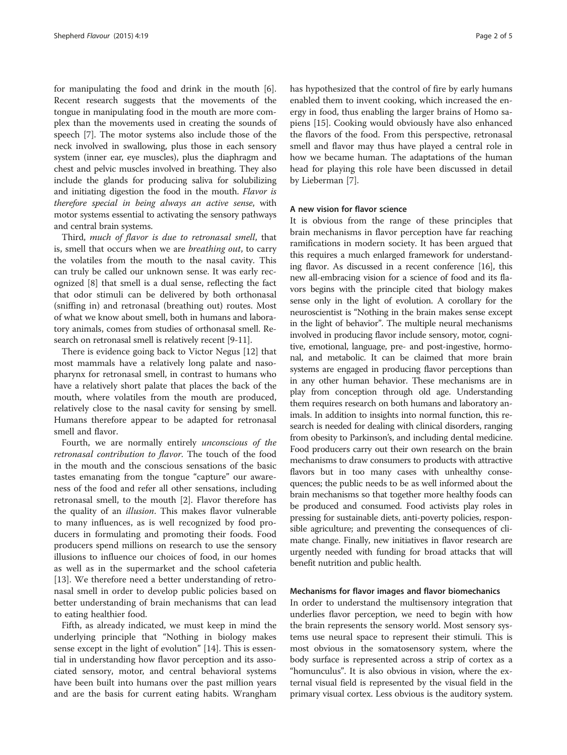for manipulating the food and drink in the mouth [6]. Recent research suggests that the movements of the tongue in manipulating food in the mouth are more complex than the movements used in creating the sounds of speech [7]. The motor systems also include those of the neck involved in swallowing, plus those in each sensory system (inner ear, eye muscles), plus the diaphragm and chest and pelvic muscles involved in breathing. They also include the glands for producing saliva for solubilizing and initiating digestion the food in the mouth. *Flavor is therefore special in being always an active sense*, with motor systems essential to activating the sensory pathways and central brain systems.

Third, *much of flavor is due to retronasal smell*, that is, smell that occurs when we are *breathing out*, to carry the volatiles from the mouth to the nasal cavity. This can truly be called our unknown sense. It was early recognized [8] that smell is a dual sense, reflecting the fact that odor stimuli can be delivered by both orthonasal (sniffing in) and retronasal (breathing out) routes. Most of what we know about smell, both in humans and laboratory animals, comes from studies of orthonasal smell. Research on retronasal smell is relatively recent [9-11].

There is evidence going back to Victor Negus [12] that most mammals have a relatively long palate and nasopharynx for retronasal smell, in contrast to humans who have a relatively short palate that places the back of the mouth, where volatiles from the mouth are produced, relatively close to the nasal cavity for sensing by smell. Humans therefore appear to be adapted for retronasal smell and flavor.

Fourth, we are normally entirely *unconscious of the retronasal contribution to flavor*. The touch of the food in the mouth and the conscious sensations of the basic tastes emanating from the tongue "capture" our awareness of the food and refer all other sensations, including retronasal smell, to the mouth [2]. Flavor therefore has the quality of an *illusion*. This makes flavor vulnerable to many influences, as is well recognized by food producers in formulating and promoting their foods. Food producers spend millions on research to use the sensory illusions to influence our choices of food, in our homes as well as in the supermarket and the school cafeteria [13]. We therefore need a better understanding of retronasal smell in order to develop public policies based on better understanding of brain mechanisms that can lead to eating healthier food.

Fifth, as already indicated, we must keep in mind the underlying principle that "Nothing in biology makes sense except in the light of evolution" [14]. This is essential in understanding how flavor perception and its associated sensory, motor, and central behavioral systems have been built into humans over the past million years and are the basis for current eating habits. Wrangham has hypothesized that the control of fire by early humans enabled them to invent cooking, which increased the energy in food, thus enabling the larger brains of Homo sapiens [15]. Cooking would obviously have also enhanced the flavors of the food. From this perspective, retronasal smell and flavor may thus have played a central role in how we became human. The adaptations of the human head for playing this role have been discussed in detail by Lieberman [7].

## A new vision for flavor science

It is obvious from the range of these principles that brain mechanisms in flavor perception have far reaching ramifications in modern society. It has been argued that this requires a much enlarged framework for understanding flavor. As discussed in a recent conference [16], this new all-embracing vision for a science of food and its flavors begins with the principle cited that biology makes sense only in the light of evolution. A corollary for the neuroscientist is "Nothing in the brain makes sense except in the light of behavior". The multiple neural mechanisms involved in producing flavor include sensory, motor, cognitive, emotional, language, pre- and post-ingestive, hormonal, and metabolic. It can be claimed that more brain systems are engaged in producing flavor perceptions than in any other human behavior. These mechanisms are in play from conception through old age. Understanding them requires research on both humans and laboratory animals. In addition to insights into normal function, this research is needed for dealing with clinical disorders, ranging from obesity to Parkinson's, and including dental medicine. Food producers carry out their own research on the brain mechanisms to draw consumers to products with attractive flavors but in too many cases with unhealthy consequences; the public needs to be as well informed about the brain mechanisms so that together more healthy foods can be produced and consumed. Food activists play roles in pressing for sustainable diets, anti-poverty policies, responsible agriculture; and preventing the consequences of climate change. Finally, new initiatives in flavor research are urgently needed with funding for broad attacks that will benefit nutrition and public health.

## Mechanisms for flavor images and flavor biomechanics

In order to understand the multisensory integration that underlies flavor perception, we need to begin with how the brain represents the sensory world. Most sensory systems use neural space to represent their stimuli. This is most obvious in the somatosensory system, where the body surface is represented across a strip of cortex as a "homunculus". It is also obvious in vision, where the external visual field is represented by the visual field in the primary visual cortex. Less obvious is the auditory system.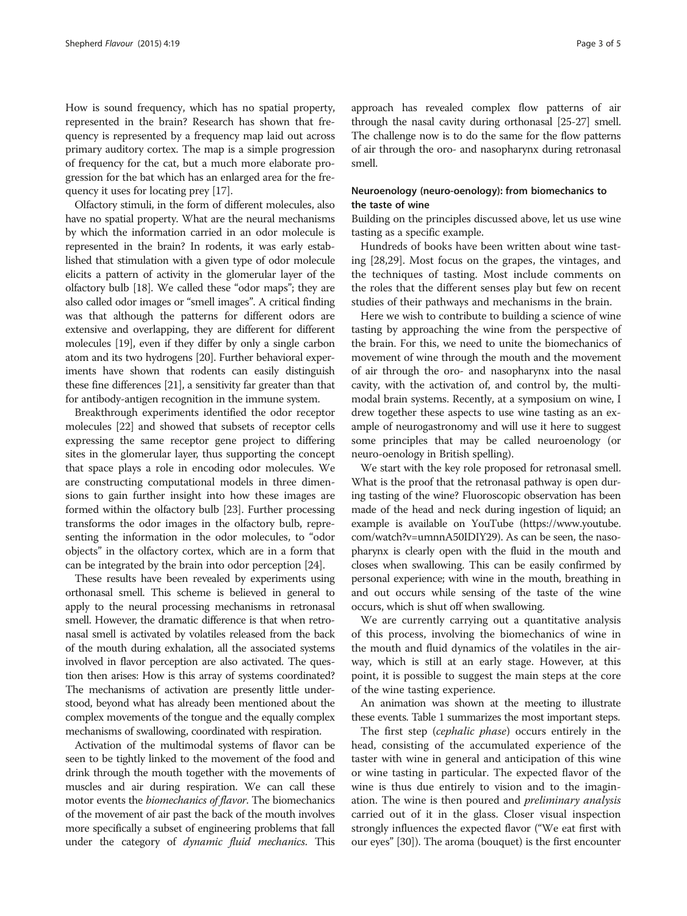How is sound frequency, which has no spatial property, represented in the brain? Research has shown that frequency is represented by a frequency map laid out across primary auditory cortex. The map is a simple progression of frequency for the cat, but a much more elaborate progression for the bat which has an enlarged area for the frequency it uses for locating prey [17].

Olfactory stimuli, in the form of different molecules, also have no spatial property. What are the neural mechanisms by which the information carried in an odor molecule is represented in the brain? In rodents, it was early established that stimulation with a given type of odor molecule elicits a pattern of activity in the glomerular layer of the olfactory bulb [18]. We called these "odor maps"; they are also called odor images or "smell images". A critical finding was that although the patterns for different odors are extensive and overlapping, they are different for different molecules [19], even if they differ by only a single carbon atom and its two hydrogens [20]. Further behavioral experiments have shown that rodents can easily distinguish these fine differences [21], a sensitivity far greater than that for antibody-antigen recognition in the immune system.

Breakthrough experiments identified the odor receptor molecules [22] and showed that subsets of receptor cells expressing the same receptor gene project to differing sites in the glomerular layer, thus supporting the concept that space plays a role in encoding odor molecules. We are constructing computational models in three dimensions to gain further insight into how these images are formed within the olfactory bulb [23]. Further processing transforms the odor images in the olfactory bulb, representing the information in the odor molecules, to "odor objects" in the olfactory cortex, which are in a form that can be integrated by the brain into odor perception [24].

These results have been revealed by experiments using orthonasal smell. This scheme is believed in general to apply to the neural processing mechanisms in retronasal smell. However, the dramatic difference is that when retronasal smell is activated by volatiles released from the back of the mouth during exhalation, all the associated systems involved in flavor perception are also activated. The question then arises: How is this array of systems coordinated? The mechanisms of activation are presently little understood, beyond what has already been mentioned about the complex movements of the tongue and the equally complex mechanisms of swallowing, coordinated with respiration.

Activation of the multimodal systems of flavor can be seen to be tightly linked to the movement of the food and drink through the mouth together with the movements of muscles and air during respiration. We can call these motor events the *biomechanics of flavor*. The biomechanics of the movement of air past the back of the mouth involves more specifically a subset of engineering problems that fall under the category of *dynamic fluid mechanics*. This approach has revealed complex flow patterns of air through the nasal cavity during orthonasal [25-27] smell. The challenge now is to do the same for the flow patterns of air through the oro- and nasopharynx during retronasal smell.

## Neuroenology (neuro-oenology): from biomechanics to the taste of wine

Building on the principles discussed above, let us use wine tasting as a specific example.

Hundreds of books have been written about wine tasting [28,29]. Most focus on the grapes, the vintages, and the techniques of tasting. Most include comments on the roles that the different senses play but few on recent studies of their pathways and mechanisms in the brain.

Here we wish to contribute to building a science of wine tasting by approaching the wine from the perspective of the brain. For this, we need to unite the biomechanics of movement of wine through the mouth and the movement of air through the oro- and nasopharynx into the nasal cavity, with the activation of, and control by, the multimodal brain systems. Recently, at a symposium on wine, I drew together these aspects to use wine tasting as an example of neurogastronomy and will use it here to suggest some principles that may be called neuroenology (or neuro-oenology in British spelling).

We start with the key role proposed for retronasal smell. What is the proof that the retronasal pathway is open during tasting of the wine? Fluoroscopic observation has been made of the head and neck during ingestion of liquid; an example is available on YouTube (https://www.youtube.com/watch?v=umnnA50IDIY29). As can be seen, the nasopharynx is clearly open with the fluid in the mouth and closes when swallowing. This can be easily confirmed by personal experience; with wine in the mouth, breathing in and out occurs while sensing of the taste of the wine occurs, which is shut off when swallowing.

We are currently carrying out a quantitative analysis of this process, involving the biomechanics of wine in the mouth and fluid dynamics of the volatiles in the airway, which is still at an early stage. However, at this point, it is possible to suggest the main steps at the core of the wine tasting experience.

An animation was shown at the meeting to illustrate these events. Table 1 summarizes the most important steps.

The first step (*cephalic phase*) occurs entirely in the head, consisting of the accumulated experience of the taster with wine in general and anticipation of this wine or wine tasting in particular. The expected flavor of the wine is thus due entirely to vision and to the imagination. The wine is then poured and *preliminary analysis* carried out of it in the glass. Closer visual inspection strongly influences the expected flavor ("We eat first with our eyes" [30]). The aroma (bouquet) is the first encounter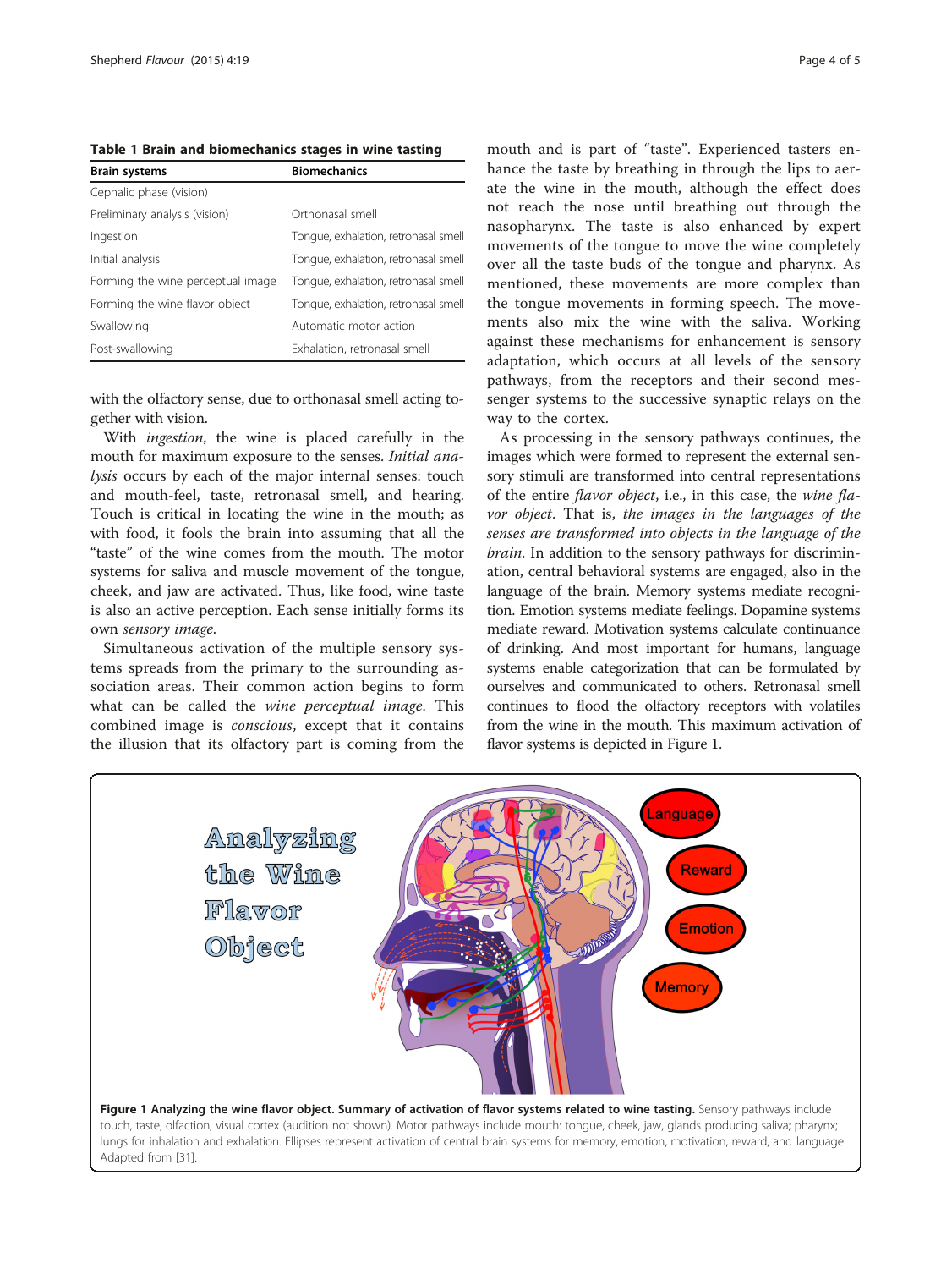**Table 1 Brain and biomechanics stages in wine tasting**

| Brain systems | Biomechanics |
|---|---|
| Cephalic phase (vision) | |
| Preliminary analysis (vision) | Orthonasal smell |
| Ingestion | Tongue, exhalation, retronasal smell |
| Initial analysis | Tongue, exhalation, retronasal smell |
| Forming the wine perceptual image | Tongue, exhalation, retronasal smell |
| Forming the wine flavor object | Tongue, exhalation, retronasal smell |
| Swallowing | Automatic motor action |
| Post-swallowing | Exhalation, retronasal smell |

with the olfactory sense, due to orthonasal smell acting together with vision.

With *ingestion*, the wine is placed carefully in the mouth for maximum exposure to the senses. *Initial analysis* occurs by each of the major internal senses: touch and mouth-feel, taste, retronasal smell, and hearing. Touch is critical in locating the wine in the mouth; as with food, it fools the brain into assuming that all the "taste" of the wine comes from the mouth. The motor systems for saliva and muscle movement of the tongue, cheek, and jaw are activated. Thus, like food, wine taste is also an active perception. Each sense initially forms its own *sensory image.*

Simultaneous activation of the multiple sensory systems spreads from the primary to the surrounding association areas. Their common action begins to form what can be called the *wine perceptual image*. This combined image is *conscious*, except that it contains the illusion that its olfactory part is coming from the mouth and is part of "taste". Experienced tasters enhance the taste by breathing in through the lips to aerate the wine in the mouth, although the effect does not reach the nose until breathing out through the nasopharynx. The taste is also enhanced by expert movements of the tongue to move the wine completely over all the taste buds of the tongue and pharynx. As mentioned, these movements are more complex than the tongue movements in forming speech. The movements also mix the wine with the saliva. Working against these mechanisms for enhancement is sensory adaptation, which occurs at all levels of the sensory pathways, from the receptors and their second messenger systems to the successive synaptic relays on the way to the cortex.

As processing in the sensory pathways continues, the images which were formed to represent the external sensory stimuli are transformed into central representations of the entire *flavor object*, i.e., in this case, the *wine flavor object*. That is, *the images in the languages of the senses are transformed into objects in the language of the brain.* In addition to the sensory pathways for discrimination, central behavioral systems are engaged, also in the language of the brain. Memory systems mediate recognition. Emotion systems mediate feelings. Dopamine systems mediate reward. Motivation systems calculate continuance of drinking. And most important for humans, language systems enable categorization that can be formulated by ourselves and communicated to others. Retronasal smell continues to flood the olfactory receptors with volatiles from the wine in the mouth. This maximum activation of flavor systems is depicted in Figure 1.

Analyzing the Wine Flavor Object

Language

Reward

Emotion

Memory

**Figure 1 Analyzing the wine flavor object. Summary of activation of flavor systems related to wine tasting.** Sensory pathways include touch, taste, olfaction, visual cortex (audition not shown). Motor pathways include mouth: tongue, cheek, jaw, glands producing saliva; pharynx; lungs for inhalation and exhalation. Ellipses represent activation of central brain systems for memory, emotion, motivation, reward, and language. Adapted from [31].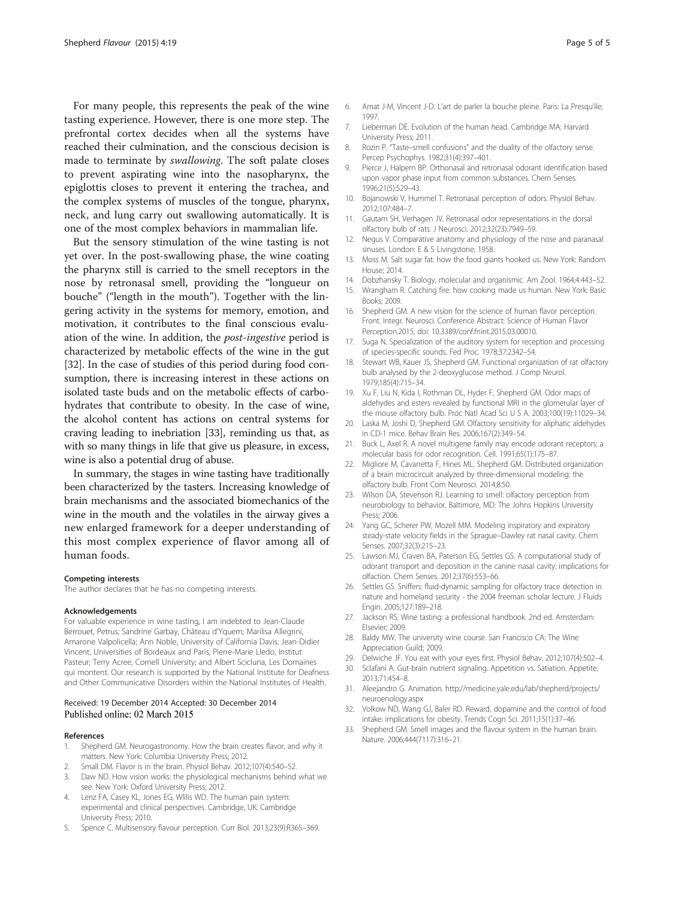For many people, this represents the peak of the wine tasting experience. However, there is one more step. The prefrontal cortex decides when all the systems have reached their culmination, and the conscious decision is made to terminate by *swallowing*. The soft palate closes to prevent aspirating wine into the nasopharynx, the epiglottis closes to prevent it entering the trachea, and the complex systems of muscles of the tongue, pharynx, neck, and lung carry out swallowing automatically. It is one of the most complex behaviors in mammalian life.

But the sensory stimulation of the wine tasting is not yet over. In the post-swallowing phase, the wine coating the pharynx still is carried to the smell receptors in the nose by retronasal smell, providing the "longueur on bouche" ("length in the mouth"). Together with the lingering activity in the systems for memory, emotion, and motivation, it contributes to the final conscious evaluation of the wine. In addition, the *post-ingestive* period is characterized by metabolic effects of the wine in the gut [32]. In the case of studies of this period during food consumption, there is increasing interest in these actions on isolated taste buds and on the metabolic effects of carbohydrates that contribute to obesity. In the case of wine, the alcohol content has actions on central systems for craving leading to inebriation [33], reminding us that, as with so many things in life that give us pleasure, in excess, wine is also a potential drug of abuse.

In summary, the stages in wine tasting have traditionally been characterized by the tasters. Increasing knowledge of brain mechanisms and the associated biomechanics of the wine in the mouth and the volatiles in the airway gives a new enlarged framework for a deeper understanding of this most complex experience of flavor among all of human foods.

#### Competing interests
The author declares that he has no competing interests.

#### Acknowledgements
For valuable experience in wine tasting, I am indebted to Jean-Claude Berrouet, Petrus; Sandrine Garbay, Château d'Yquem; Marilisa Allegrini, Amarone Valpolicella; Ann Noble, University of California Davis; Jean-Didier Vincent, Universities of Bordeaux and Paris; Pierre-Marie Lledo, Institut Pasteur; Terry Acree, Cornell University; and Albert Scicluna, Les Domaines qui montent. Our research is supported by the National Institute for Deafness and Other Communicative Disorders within the National Institutes of Health.

Received: 19 December 2014 Accepted: 30 December 2014
Published online: 02 March 2015

#### References
1. Shepherd GM. Neurogastronomy. How the brain creates flavor, and why it matters. New York: Columbia University Press; 2012.
2. Small DM. Flavor is in the brain. Physiol Behav. 2012;107(4):540–52.
3. Daw ND. How vision works: the physiological mechanisms behind what we see. New York: Oxford University Press; 2012.
4. Lenz FA, Casey KL, Jones EG, Wlilis WD. The human pain system: experimental and clinical perspectives. Cambridge, UK: Cambridge University Press; 2010.
5. Spence C. Multisensory flavour perception. Curr Biol. 2013;23(9):R365–369.
6. Amat J-M, Vincent J-D. L'art de parler la bouche pleine. Paris: La Presqu'ile; 1997.
7. Lieberman DE. Evolution of the human head. Cambridge MA: Harvard University Press; 2011.
8. Rozin P. "Taste–smell confusions" and the duality of the olfactory sense. Percep Psychophys. 1982;31(4):397–401.
9. Pierce J, Halpern BP. Orthonasal and retronasal odorant identification based upon vapor phase input from common substances. Chem Senses. 1996;21(5):529–43.
10. Bojanowski V, Hummel T. Retronasal perception of odors. Physiol Behav. 2012;107:484–7.
11. Gautam SH, Verhagen JV. Retronasal odor representations in the dorsal olfactory bulb of rats. J Neurosci. 2012;32(23):7949–59.
12. Negus V. Comparative anatomy and physiology of the nose and paranasal sinuses. London: E & S Livingstone; 1958.
13. Moss M. Salt sugar fat: how the food giants hooked us. New York: Random House; 2014.
14. Dobzhansky T. Biology, molecular and organismic. Am Zool. 1964;4:443–52.
15. Wrangham R. Catching fire: how cooking made us human. New York: Basic Books; 2009.
16. Shepherd GM. A new vision for the science of human flavor perception. Front. Integr. Neurosci. Conference Abstract: Science of Human Flavor Perception.2015; doi: 10.3389/conf.fnint.2015.03.00010.
17. Suga N. Specialization of the auditory system for reception and processing of species-specific sounds. Fed Proc. 1978;37:2342–54.
18. Stewart WB, Kauer JS, Shepherd GM. Functional organization of rat olfactory bulb analysed by the 2-deoxyglucose method. J Comp Neurol. 1979;185(4):715–34.
19. Xu F, Liu N, Kida I, Rothman DL, Hyder F, Shepherd GM. Odor maps of aldehydes and esters revealed by functional MRI in the glomerular layer of the mouse olfactory bulb. Proc Natl Acad Sci U S A. 2003;100(19):11029–34.
20. Laska M, Joshi D, Shepherd GM. Olfactory sensitivity for aliphatic aldehydes in CD-1 mice. Behav Brain Res. 2006;167(2):349–54.
21. Buck L, Axel R. A novel multigene family may encode odorant receptors: a molecular basis for odor recognition. Cell. 1991;65(1):175–87.
22. Migliore M, Cavarretta F, Hines ML, Shepherd GM. Distributed organization of a brain microcircuit analyzed by three-dimensional modeling: the olfactory bulb. Front Com Neurosci. 2014;8:50.
23. Wilson DA, Stevenson RJ. Learning to smell: olfactory perception from neurobiology to behavior. Baltimore, MD: The Johns Hopkins University Press; 2006.
24. Yang GC, Scherer PW, Mozell MM. Modeling inspiratory and expiratory steady-state velocity fields in the Sprague–Dawley rat nasal cavity. Chem Senses. 2007;32(3):215–23.
25. Lawson MJ, Craven BA, Paterson EG, Settles GS. A computational study of odorant transport and deposition in the canine nasal cavity: implications for olfaction. Chem Senses. 2012;37(6):553–66.
26. Settles GS. Sniffers: fluid-dynamic sampling for olfactory trace detection in nature and homeland security - the 2004 freeman scholar lecture. J Fluids Engin. 2005;127:189–218.
27. Jackson RS. Wine tasting: a professional handbook. 2nd ed. Amsterdam: Elsevier; 2009.
28. Baldy MW. The university wine course. San Francisco CA: The Wine Appreciation Guild; 2009.
29. Delwiche JF. You eat with your eyes first. Physiol Behav. 2012;107(4):502–4.
30. Sclafani A. Gut-brain nutrient signaling. Appetition vs. Satiation. Appetite. 2013;71:454–8.
31. Aleejandro G. Animation. http://medicine.yale.edu/lab/shepherd/projects/neuroenology.aspx
32. Volkow ND, Wang GJ, Baler RD. Reward, dopamine and the control of food intake: implications for obesity. Trends Cogn Sci. 2011;15(1):37–46.
33. Shepherd GM. Smell images and the flavour system in the human brain. Nature. 2006;444(7117):316–21.